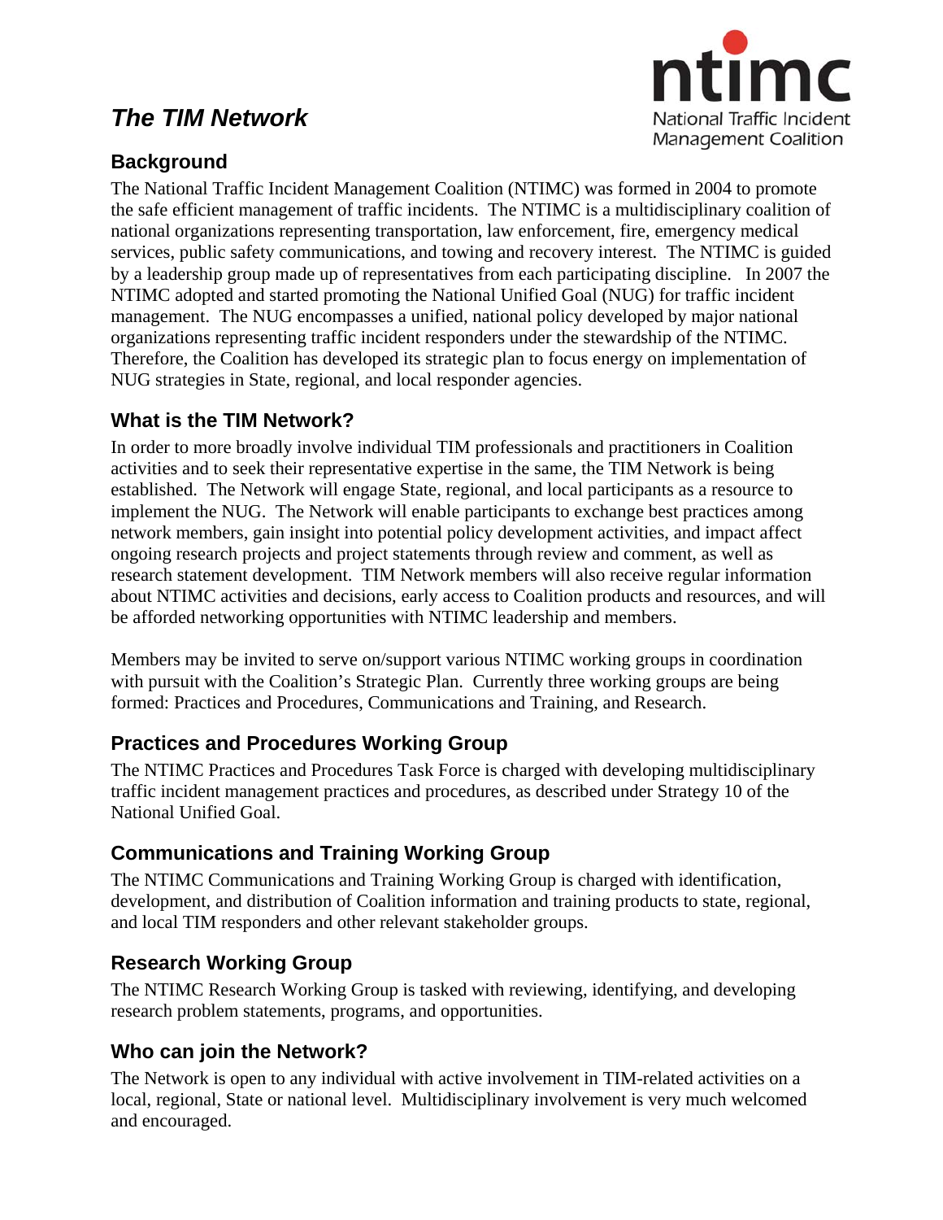# *The TIM Network*

ntimc
National Traffic Incident Management Coalition

## Background

The National Traffic Incident Management Coalition (NTIMC) was formed in 2004 to promote the safe efficient management of traffic incidents. The NTIMC is a multidisciplinary coalition of national organizations representing transportation, law enforcement, fire, emergency medical services, public safety communications, and towing and recovery interest. The NTIMC is guided by a leadership group made up of representatives from each participating discipline. In 2007 the NTIMC adopted and started promoting the National Unified Goal (NUG) for traffic incident management. The NUG encompasses a unified, national policy developed by major national organizations representing traffic incident responders under the stewardship of the NTIMC. Therefore, the Coalition has developed its strategic plan to focus energy on implementation of NUG strategies in State, regional, and local responder agencies.

## What is the TIM Network?

In order to more broadly involve individual TIM professionals and practitioners in Coalition activities and to seek their representative expertise in the same, the TIM Network is being established. The Network will engage State, regional, and local participants as a resource to implement the NUG. The Network will enable participants to exchange best practices among network members, gain insight into potential policy development activities, and impact affect ongoing research projects and project statements through review and comment, as well as research statement development. TIM Network members will also receive regular information about NTIMC activities and decisions, early access to Coalition products and resources, and will be afforded networking opportunities with NTIMC leadership and members.

Members may be invited to serve on/support various NTIMC working groups in coordination with pursuit with the Coalition's Strategic Plan. Currently three working groups are being formed: Practices and Procedures, Communications and Training, and Research.

## Practices and Procedures Working Group

The NTIMC Practices and Procedures Task Force is charged with developing multidisciplinary traffic incident management practices and procedures, as described under Strategy 10 of the National Unified Goal.

## Communications and Training Working Group

The NTIMC Communications and Training Working Group is charged with identification, development, and distribution of Coalition information and training products to state, regional, and local TIM responders and other relevant stakeholder groups.

## Research Working Group

The NTIMC Research Working Group is tasked with reviewing, identifying, and developing research problem statements, programs, and opportunities.

## Who can join the Network?

The Network is open to any individual with active involvement in TIM-related activities on a local, regional, State or national level. Multidisciplinary involvement is very much welcomed and encouraged.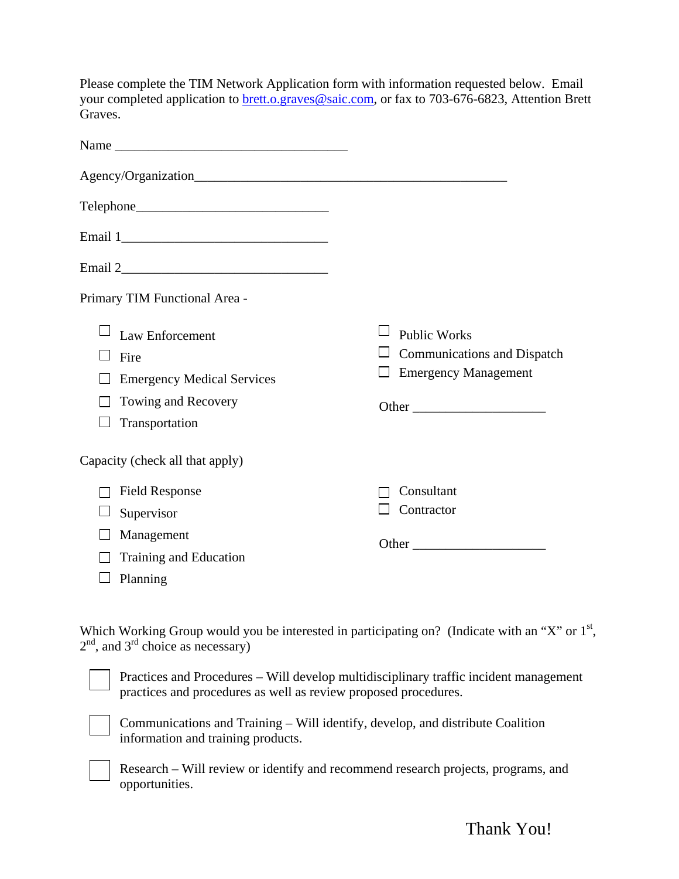Please complete the TIM Network Application form with information requested below. Email your completed application to brett.o.graves@saic.com, or fax to 703-676-6823, Attention Brett Graves.

Name ___________________________________

Agency/Organization_______________________________________________

Telephone_____________________________

Email 1________________________________

Email 2________________________________

Primary TIM Functional Area -

- ☐ Law Enforcement
- ☐ Fire
- ☐ Emergency Medical Services
- ☐ Towing and Recovery
- ☐ Transportation
- ☐ Public Works
- ☐ Communications and Dispatch
- ☐ Emergency Management

Other ____________________

Capacity (check all that apply)

- ☐ Field Response
- ☐ Supervisor
- ☐ Management
- ☐ Training and Education
- ☐ Planning
- ☐ Consultant
- ☐ Contractor

Other ____________________

Which Working Group would you be interested in participating on? (Indicate with an "X" or 1st, 2nd, and 3rd choice as necessary)

☐ Practices and Procedures – Will develop multidisciplinary traffic incident management practices and procedures as well as review proposed procedures.

☐ Communications and Training – Will identify, develop, and distribute Coalition information and training products.

☐ Research – Will review or identify and recommend research projects, programs, and opportunities.

Thank You!